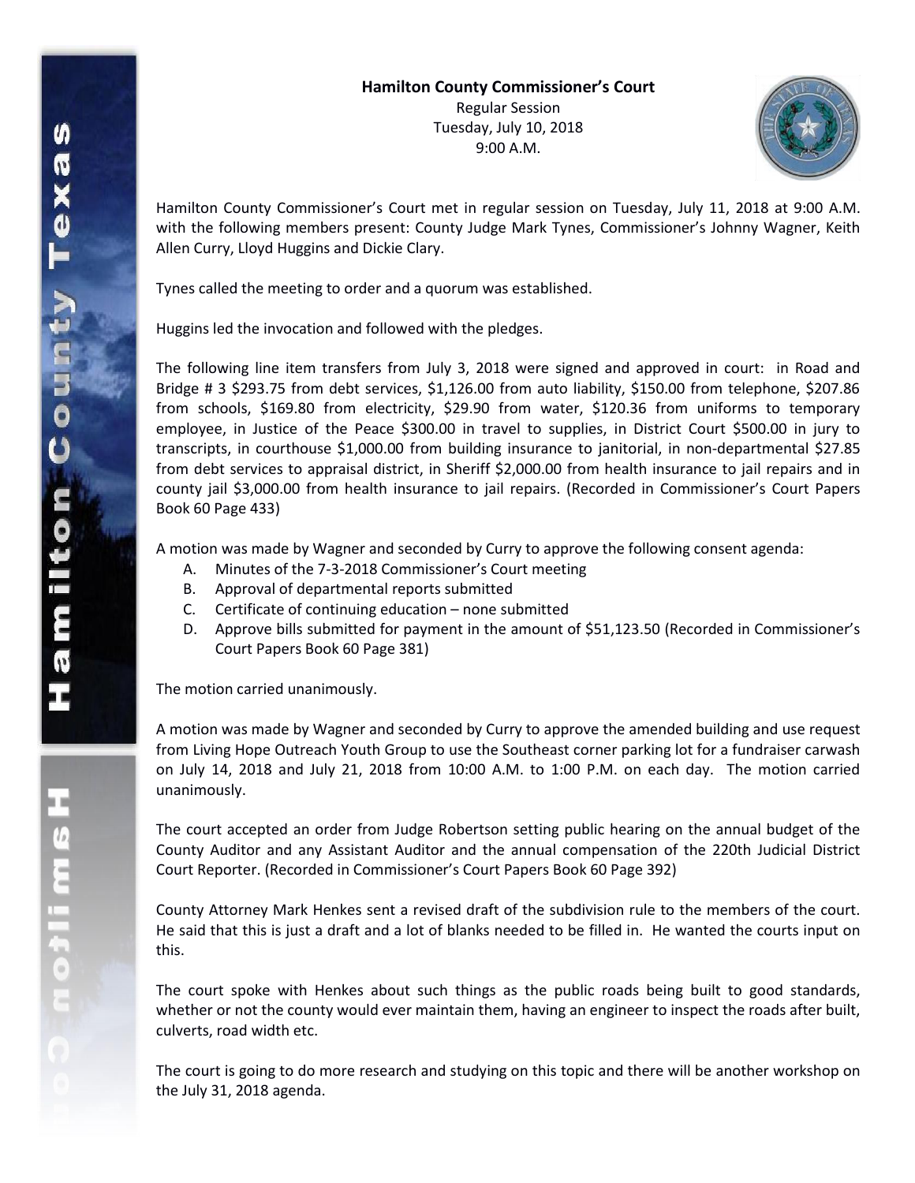**Hamilton County Commissioner's Court**
Regular Session
Tuesday, July 10, 2018
9:00 A.M.

Hamilton County Commissioner's Court met in regular session on Tuesday, July 11, 2018 at 9:00 A.M. with the following members present: County Judge Mark Tynes, Commissioner's Johnny Wagner, Keith Allen Curry, Lloyd Huggins and Dickie Clary.

Tynes called the meeting to order and a quorum was established.

Huggins led the invocation and followed with the pledges.

The following line item transfers from July 3, 2018 were signed and approved in court: in Road and Bridge # 3 $293.75 from debt services, $1,126.00 from auto liability, $150.00 from telephone, $207.86 from schools, $169.80 from electricity, $29.90 from water, $120.36 from uniforms to temporary employee, in Justice of the Peace $300.00 in travel to supplies, in District Court $500.00 in jury to transcripts, in courthouse $1,000.00 from building insurance to janitorial, in non-departmental $27.85 from debt services to appraisal district, in Sheriff $2,000.00 from health insurance to jail repairs and in county jail $3,000.00 from health insurance to jail repairs. (Recorded in Commissioner's Court Papers Book 60 Page 433)

A motion was made by Wagner and seconded by Curry to approve the following consent agenda:

A. Minutes of the 7-3-2018 Commissioner's Court meeting
B. Approval of departmental reports submitted
C. Certificate of continuing education – none submitted
D. Approve bills submitted for payment in the amount of $51,123.50 (Recorded in Commissioner's Court Papers Book 60 Page 381)

The motion carried unanimously.

A motion was made by Wagner and seconded by Curry to approve the amended building and use request from Living Hope Outreach Youth Group to use the Southeast corner parking lot for a fundraiser carwash on July 14, 2018 and July 21, 2018 from 10:00 A.M. to 1:00 P.M. on each day. The motion carried unanimously.

The court accepted an order from Judge Robertson setting public hearing on the annual budget of the County Auditor and any Assistant Auditor and the annual compensation of the 220th Judicial District Court Reporter. (Recorded in Commissioner's Court Papers Book 60 Page 392)

County Attorney Mark Henkes sent a revised draft of the subdivision rule to the members of the court. He said that this is just a draft and a lot of blanks needed to be filled in. He wanted the courts input on this.

The court spoke with Henkes about such things as the public roads being built to good standards, whether or not the county would ever maintain them, having an engineer to inspect the roads after built, culverts, road width etc.

The court is going to do more research and studying on this topic and there will be another workshop on the July 31, 2018 agenda.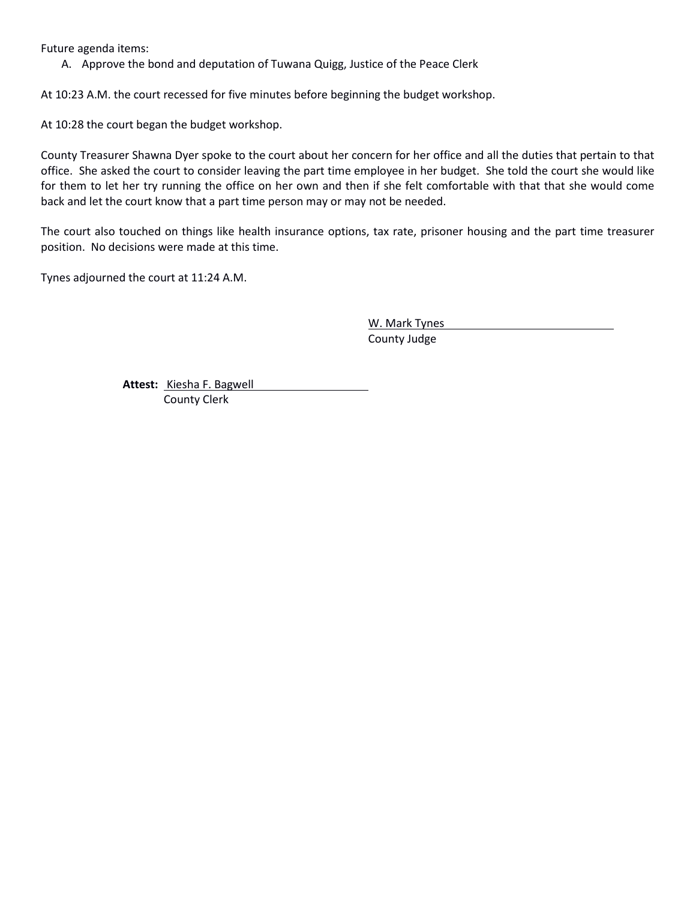Future agenda items:

A. Approve the bond and deputation of Tuwana Quigg, Justice of the Peace Clerk

At 10:23 A.M. the court recessed for five minutes before beginning the budget workshop.

At 10:28 the court began the budget workshop.

County Treasurer Shawna Dyer spoke to the court about her concern for her office and all the duties that pertain to that office. She asked the court to consider leaving the part time employee in her budget. She told the court she would like for them to let her try running the office on her own and then if she felt comfortable with that that she would come back and let the court know that a part time person may or may not be needed.

The court also touched on things like health insurance options, tax rate, prisoner housing and the part time treasurer position. No decisions were made at this time.

Tynes adjourned the court at 11:24 A.M.

W. Mark Tynes
County Judge

**Attest:** Kiesha F. Bagwell
County Clerk